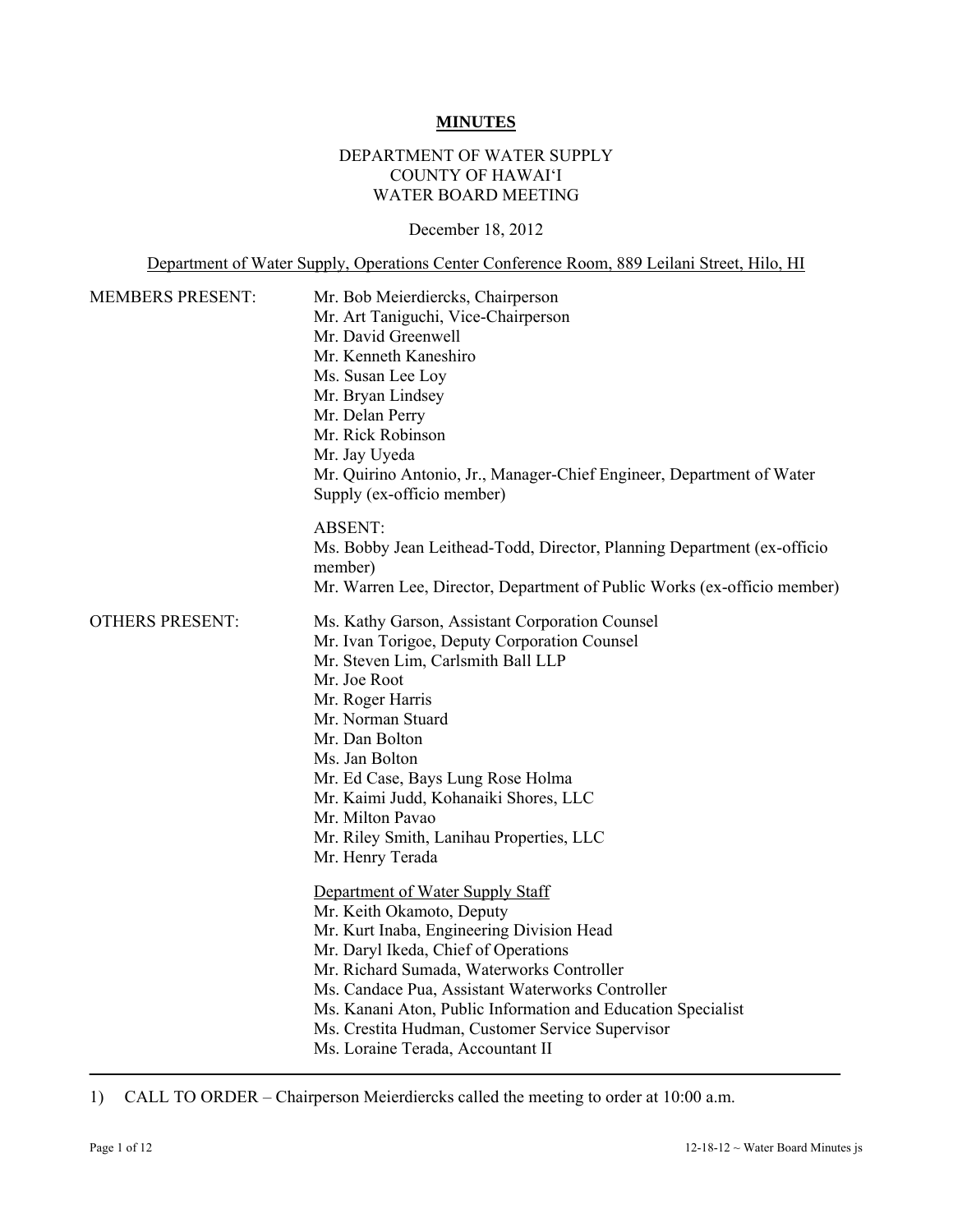# MINUTES

DEPARTMENT OF WATER SUPPLY
COUNTY OF HAWAI'I
WATER BOARD MEETING

December 18, 2012

Department of Water Supply, Operations Center Conference Room, 889 Leilani Street, Hilo, HI

MEMBERS PRESENT:

Mr. Bob Meierdiercks, Chairperson
Mr. Art Taniguchi, Vice-Chairperson
Mr. David Greenwell
Mr. Kenneth Kaneshiro
Ms. Susan Lee Loy
Mr. Bryan Lindsey
Mr. Delan Perry
Mr. Rick Robinson
Mr. Jay Uyeda
Mr. Quirino Antonio, Jr., Manager-Chief Engineer, Department of Water Supply (ex-officio member)

ABSENT:
Ms. Bobby Jean Leithead-Todd, Director, Planning Department (ex-officio member)
Mr. Warren Lee, Director, Department of Public Works (ex-officio member)

OTHERS PRESENT:

Ms. Kathy Garson, Assistant Corporation Counsel
Mr. Ivan Torigoe, Deputy Corporation Counsel
Mr. Steven Lim, Carlsmith Ball LLP
Mr. Joe Root
Mr. Roger Harris
Mr. Norman Stuard
Mr. Dan Bolton
Ms. Jan Bolton
Mr. Ed Case, Bays Lung Rose Holma
Mr. Kaimi Judd, Kohanaiki Shores, LLC
Mr. Milton Pavao
Mr. Riley Smith, Lanihau Properties, LLC
Mr. Henry Terada

Department of Water Supply Staff
Mr. Keith Okamoto, Deputy
Mr. Kurt Inaba, Engineering Division Head
Mr. Daryl Ikeda, Chief of Operations
Mr. Richard Sumada, Waterworks Controller
Ms. Candace Pua, Assistant Waterworks Controller
Ms. Kanani Aton, Public Information and Education Specialist
Ms. Crestita Hudman, Customer Service Supervisor
Ms. Loraine Terada, Accountant II

---

1) CALL TO ORDER – Chairperson Meierdiercks called the meeting to order at 10:00 a.m.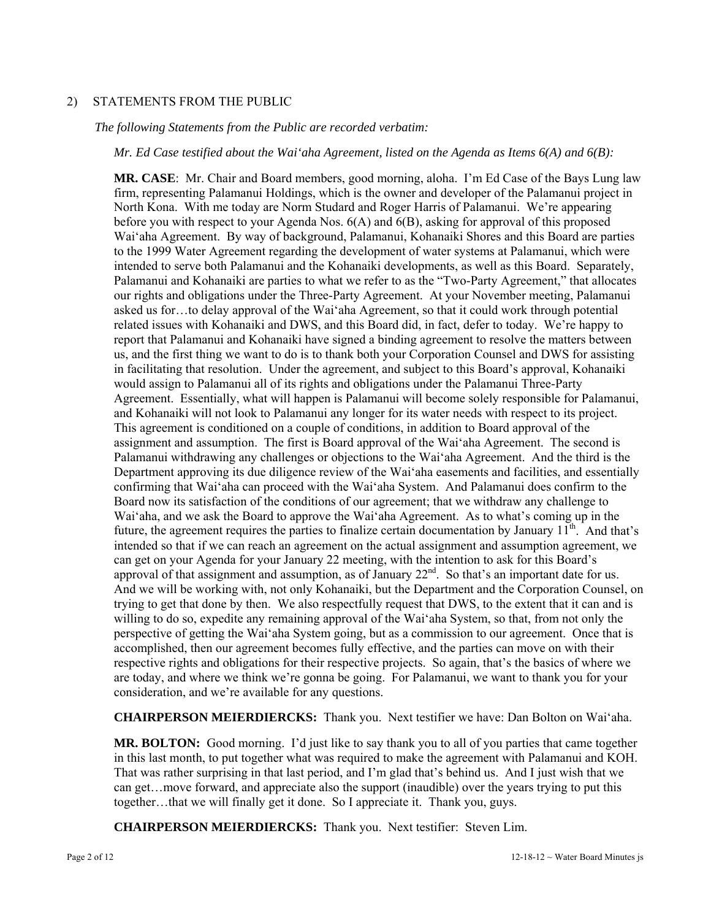2) STATEMENTS FROM THE PUBLIC

*The following Statements from the Public are recorded verbatim:*

*Mr. Ed Case testified about the Wai'aha Agreement, listed on the Agenda as Items 6(A) and 6(B):*

**MR. CASE**: Mr. Chair and Board members, good morning, aloha. I'm Ed Case of the Bays Lung law firm, representing Palamanui Holdings, which is the owner and developer of the Palamanui project in North Kona. With me today are Norm Studard and Roger Harris of Palamanui. We're appearing before you with respect to your Agenda Nos. 6(A) and 6(B), asking for approval of this proposed Wai'aha Agreement. By way of background, Palamanui, Kohanaiki Shores and this Board are parties to the 1999 Water Agreement regarding the development of water systems at Palamanui, which were intended to serve both Palamanui and the Kohanaiki developments, as well as this Board. Separately, Palamanui and Kohanaiki are parties to what we refer to as the "Two-Party Agreement," that allocates our rights and obligations under the Three-Party Agreement. At your November meeting, Palamanui asked us for…to delay approval of the Wai'aha Agreement, so that it could work through potential related issues with Kohanaiki and DWS, and this Board did, in fact, defer to today. We're happy to report that Palamanui and Kohanaiki have signed a binding agreement to resolve the matters between us, and the first thing we want to do is to thank both your Corporation Counsel and DWS for assisting in facilitating that resolution. Under the agreement, and subject to this Board's approval, Kohanaiki would assign to Palamanui all of its rights and obligations under the Palamanui Three-Party Agreement. Essentially, what will happen is Palamanui will become solely responsible for Palamanui, and Kohanaiki will not look to Palamanui any longer for its water needs with respect to its project. This agreement is conditioned on a couple of conditions, in addition to Board approval of the assignment and assumption. The first is Board approval of the Wai'aha Agreement. The second is Palamanui withdrawing any challenges or objections to the Wai'aha Agreement. And the third is the Department approving its due diligence review of the Wai'aha easements and facilities, and essentially confirming that Wai'aha can proceed with the Wai'aha System. And Palamanui does confirm to the Board now its satisfaction of the conditions of our agreement; that we withdraw any challenge to Wai'aha, and we ask the Board to approve the Wai'aha Agreement. As to what's coming up in the future, the agreement requires the parties to finalize certain documentation by January 11th. And that's intended so that if we can reach an agreement on the actual assignment and assumption agreement, we can get on your Agenda for your January 22 meeting, with the intention to ask for this Board's approval of that assignment and assumption, as of January 22nd. So that's an important date for us. And we will be working with, not only Kohanaiki, but the Department and the Corporation Counsel, on trying to get that done by then. We also respectfully request that DWS, to the extent that it can and is willing to do so, expedite any remaining approval of the Wai'aha System, so that, from not only the perspective of getting the Wai'aha System going, but as a commission to our agreement. Once that is accomplished, then our agreement becomes fully effective, and the parties can move on with their respective rights and obligations for their respective projects. So again, that's the basics of where we are today, and where we think we're gonna be going. For Palamanui, we want to thank you for your consideration, and we're available for any questions.

**CHAIRPERSON MEIERDIERCKS:** Thank you. Next testifier we have: Dan Bolton on Wai'aha.

**MR. BOLTON:** Good morning. I'd just like to say thank you to all of you parties that came together in this last month, to put together what was required to make the agreement with Palamanui and KOH. That was rather surprising in that last period, and I'm glad that's behind us. And I just wish that we can get…move forward, and appreciate also the support (inaudible) over the years trying to put this together…that we will finally get it done. So I appreciate it. Thank you, guys.

**CHAIRPERSON MEIERDIERCKS:** Thank you. Next testifier: Steven Lim.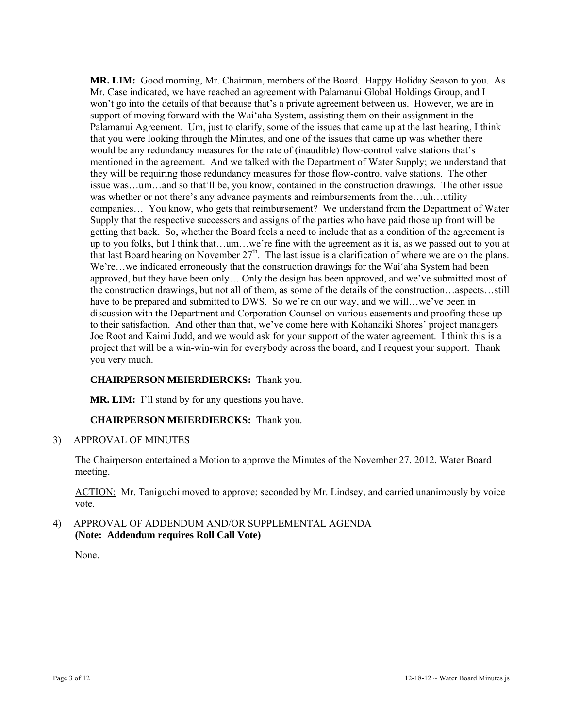**MR. LIM:** Good morning, Mr. Chairman, members of the Board. Happy Holiday Season to you. As Mr. Case indicated, we have reached an agreement with Palamanui Global Holdings Group, and I won't go into the details of that because that's a private agreement between us. However, we are in support of moving forward with the Wai'aha System, assisting them on their assignment in the Palamanui Agreement. Um, just to clarify, some of the issues that came up at the last hearing, I think that you were looking through the Minutes, and one of the issues that came up was whether there would be any redundancy measures for the rate of (inaudible) flow-control valve stations that's mentioned in the agreement. And we talked with the Department of Water Supply; we understand that they will be requiring those redundancy measures for those flow-control valve stations. The other issue was…um…and so that'll be, you know, contained in the construction drawings. The other issue was whether or not there's any advance payments and reimbursements from the…uh…utility companies… You know, who gets that reimbursement? We understand from the Department of Water Supply that the respective successors and assigns of the parties who have paid those up front will be getting that back. So, whether the Board feels a need to include that as a condition of the agreement is up to you folks, but I think that…um…we're fine with the agreement as it is, as we passed out to you at that last Board hearing on November 27th. The last issue is a clarification of where we are on the plans. We're…we indicated erroneously that the construction drawings for the Wai'aha System had been approved, but they have been only… Only the design has been approved, and we've submitted most of the construction drawings, but not all of them, as some of the details of the construction…aspects…still have to be prepared and submitted to DWS. So we're on our way, and we will…we've been in discussion with the Department and Corporation Counsel on various easements and proofing those up to their satisfaction. And other than that, we've come here with Kohanaiki Shores' project managers Joe Root and Kaimi Judd, and we would ask for your support of the water agreement. I think this is a project that will be a win-win-win for everybody across the board, and I request your support. Thank you very much.

**CHAIRPERSON MEIERDIERCKS:** Thank you.

**MR. LIM:** I'll stand by for any questions you have.

**CHAIRPERSON MEIERDIERCKS:** Thank you.

3) APPROVAL OF MINUTES

The Chairperson entertained a Motion to approve the Minutes of the November 27, 2012, Water Board meeting.

ACTION: Mr. Taniguchi moved to approve; seconded by Mr. Lindsey, and carried unanimously by voice vote.

4) APPROVAL OF ADDENDUM AND/OR SUPPLEMENTAL AGENDA
**(Note: Addendum requires Roll Call Vote)**

None.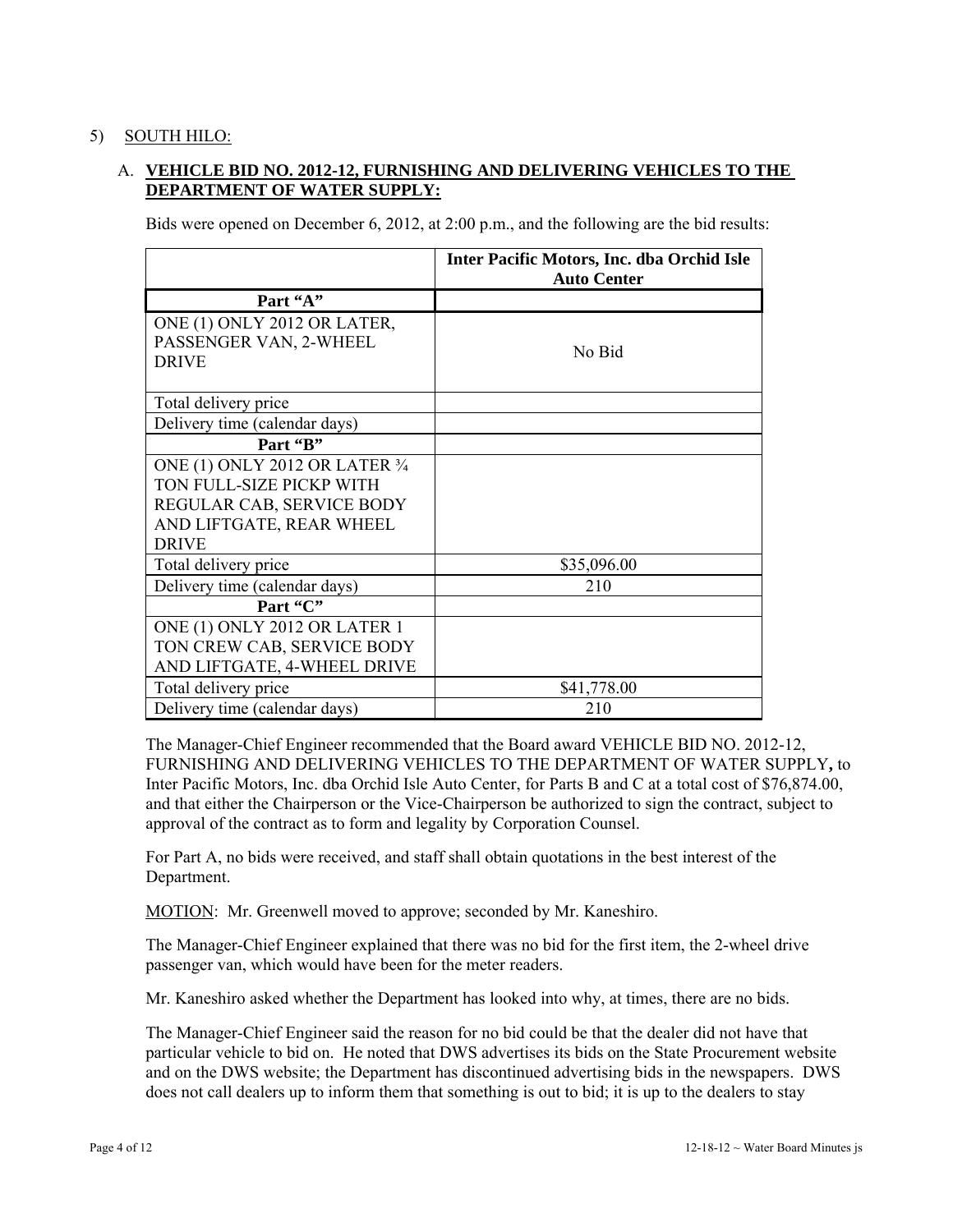5) SOUTH HILO:

A. **VEHICLE BID NO. 2012-12, FURNISHING AND DELIVERING VEHICLES TO THE DEPARTMENT OF WATER SUPPLY:**

Bids were opened on December 6, 2012, at 2:00 p.m., and the following are the bid results:

| | **Inter Pacific Motors, Inc. dba Orchid Isle Auto Center** |
|---|---|
| **Part "A"** | |
| ONE (1) ONLY 2012 OR LATER, PASSENGER VAN, 2-WHEEL DRIVE | No Bid |
| Total delivery price | |
| Delivery time (calendar days) | |
| **Part "B"** | |
| ONE (1) ONLY 2012 OR LATER ¾ TON FULL-SIZE PICKP WITH REGULAR CAB, SERVICE BODY AND LIFTGATE, REAR WHEEL DRIVE | |
| Total delivery price | $35,096.00 |
| Delivery time (calendar days) | 210 |
| **Part "C"** | |
| ONE (1) ONLY 2012 OR LATER 1 TON CREW CAB, SERVICE BODY AND LIFTGATE, 4-WHEEL DRIVE | |
| Total delivery price | $41,778.00 |
| Delivery time (calendar days) | 210 |

The Manager-Chief Engineer recommended that the Board award VEHICLE BID NO. 2012-12, FURNISHING AND DELIVERING VEHICLES TO THE DEPARTMENT OF WATER SUPPLY**,** to Inter Pacific Motors, Inc. dba Orchid Isle Auto Center, for Parts B and C at a total cost of $76,874.00, and that either the Chairperson or the Vice-Chairperson be authorized to sign the contract, subject to approval of the contract as to form and legality by Corporation Counsel.

For Part A, no bids were received, and staff shall obtain quotations in the best interest of the Department.

MOTION: Mr. Greenwell moved to approve; seconded by Mr. Kaneshiro.

The Manager-Chief Engineer explained that there was no bid for the first item, the 2-wheel drive passenger van, which would have been for the meter readers.

Mr. Kaneshiro asked whether the Department has looked into why, at times, there are no bids.

The Manager-Chief Engineer said the reason for no bid could be that the dealer did not have that particular vehicle to bid on. He noted that DWS advertises its bids on the State Procurement website and on the DWS website; the Department has discontinued advertising bids in the newspapers. DWS does not call dealers up to inform them that something is out to bid; it is up to the dealers to stay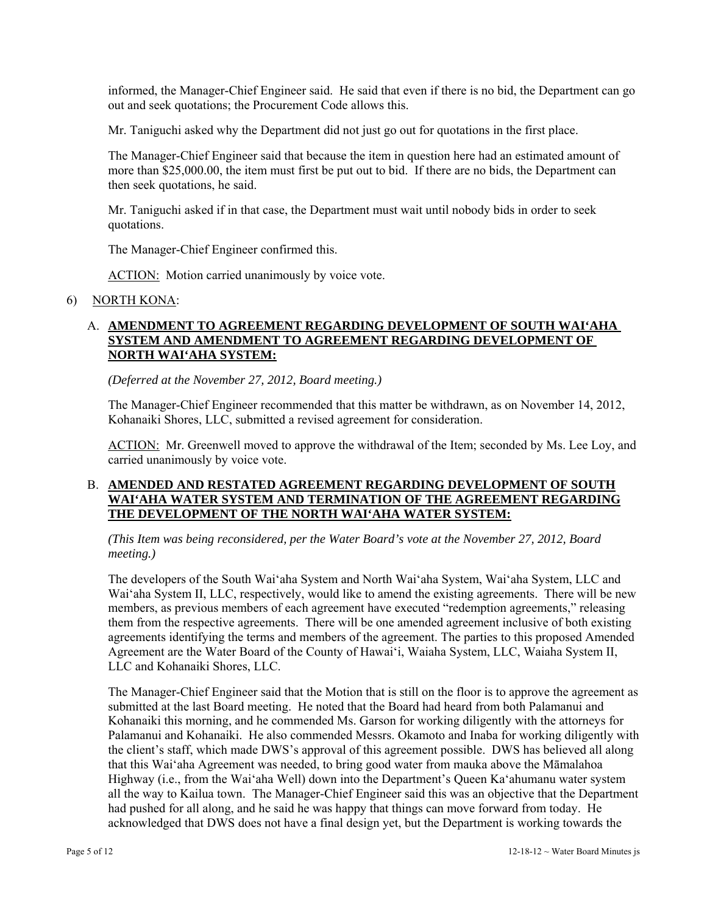informed, the Manager-Chief Engineer said. He said that even if there is no bid, the Department can go out and seek quotations; the Procurement Code allows this.

Mr. Taniguchi asked why the Department did not just go out for quotations in the first place.

The Manager-Chief Engineer said that because the item in question here had an estimated amount of more than $25,000.00, the item must first be put out to bid. If there are no bids, the Department can then seek quotations, he said.

Mr. Taniguchi asked if in that case, the Department must wait until nobody bids in order to seek quotations.

The Manager-Chief Engineer confirmed this.

ACTION: Motion carried unanimously by voice vote.

6) NORTH KONA:

A. **AMENDMENT TO AGREEMENT REGARDING DEVELOPMENT OF SOUTH WAIʻAHA SYSTEM AND AMENDMENT TO AGREEMENT REGARDING DEVELOPMENT OF NORTH WAIʻAHA SYSTEM:**

*(Deferred at the November 27, 2012, Board meeting.)*

The Manager-Chief Engineer recommended that this matter be withdrawn, as on November 14, 2012, Kohanaiki Shores, LLC, submitted a revised agreement for consideration.

ACTION: Mr. Greenwell moved to approve the withdrawal of the Item; seconded by Ms. Lee Loy, and carried unanimously by voice vote.

B. **AMENDED AND RESTATED AGREEMENT REGARDING DEVELOPMENT OF SOUTH WAIʻAHA WATER SYSTEM AND TERMINATION OF THE AGREEMENT REGARDING THE DEVELOPMENT OF THE NORTH WAIʻAHA WATER SYSTEM:**

*(This Item was being reconsidered, per the Water Board's vote at the November 27, 2012, Board meeting.)*

The developers of the South Waiʻaha System and North Waiʻaha System, Waiʻaha System, LLC and Waiʻaha System II, LLC, respectively, would like to amend the existing agreements. There will be new members, as previous members of each agreement have executed "redemption agreements," releasing them from the respective agreements. There will be one amended agreement inclusive of both existing agreements identifying the terms and members of the agreement. The parties to this proposed Amended Agreement are the Water Board of the County of Hawaiʻi, Waiaha System, LLC, Waiaha System II, LLC and Kohanaiki Shores, LLC.

The Manager-Chief Engineer said that the Motion that is still on the floor is to approve the agreement as submitted at the last Board meeting. He noted that the Board had heard from both Palamanui and Kohanaiki this morning, and he commended Ms. Garson for working diligently with the attorneys for Palamanui and Kohanaiki. He also commended Messrs. Okamoto and Inaba for working diligently with the client's staff, which made DWS's approval of this agreement possible. DWS has believed all along that this Waiʻaha Agreement was needed, to bring good water from mauka above the Māmalahoa Highway (i.e., from the Waiʻaha Well) down into the Department's Queen Kaʻahumanu water system all the way to Kailua town. The Manager-Chief Engineer said this was an objective that the Department had pushed for all along, and he said he was happy that things can move forward from today. He acknowledged that DWS does not have a final design yet, but the Department is working towards the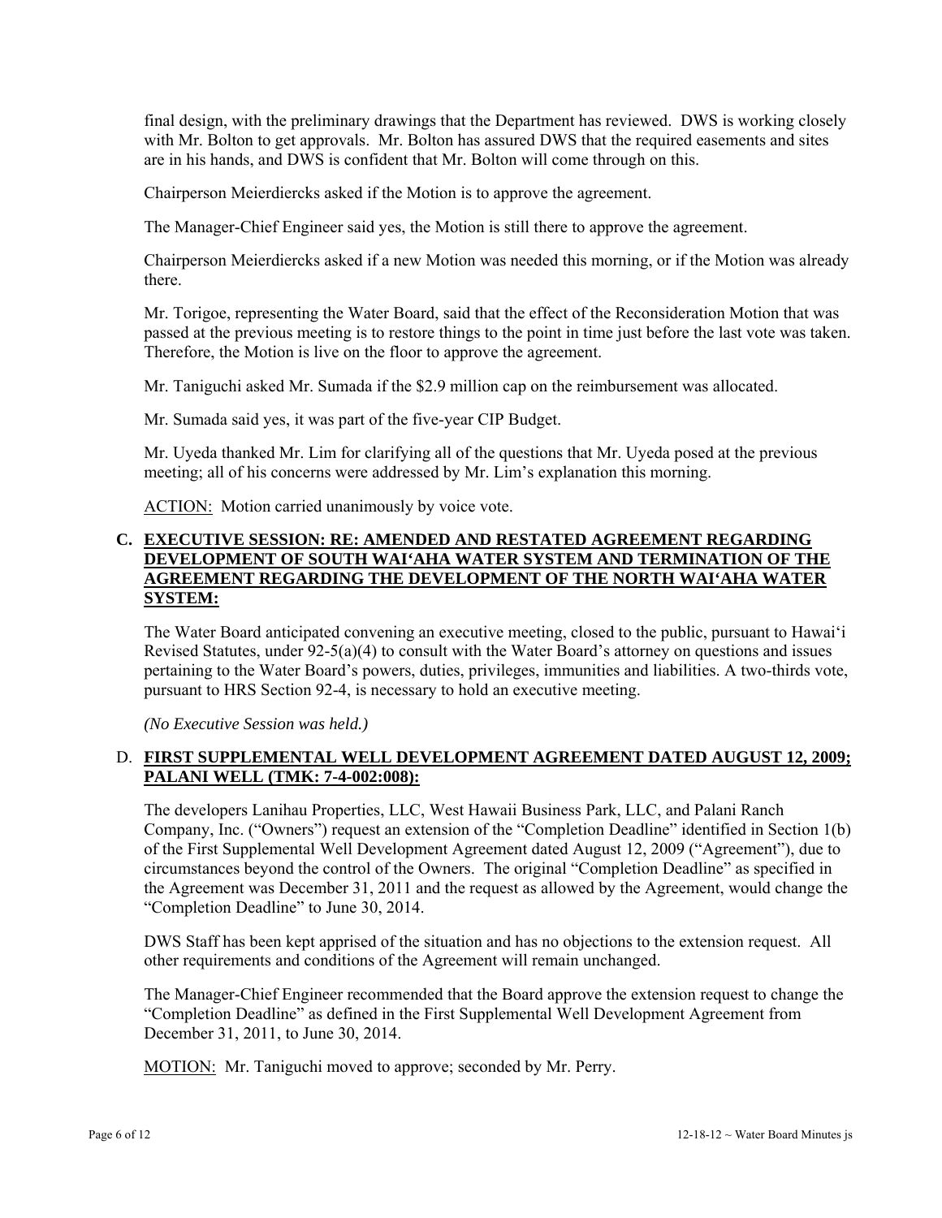final design, with the preliminary drawings that the Department has reviewed. DWS is working closely with Mr. Bolton to get approvals. Mr. Bolton has assured DWS that the required easements and sites are in his hands, and DWS is confident that Mr. Bolton will come through on this.

Chairperson Meierdiercks asked if the Motion is to approve the agreement.

The Manager-Chief Engineer said yes, the Motion is still there to approve the agreement.

Chairperson Meierdiercks asked if a new Motion was needed this morning, or if the Motion was already there.

Mr. Torigoe, representing the Water Board, said that the effect of the Reconsideration Motion that was passed at the previous meeting is to restore things to the point in time just before the last vote was taken. Therefore, the Motion is live on the floor to approve the agreement.

Mr. Taniguchi asked Mr. Sumada if the $2.9 million cap on the reimbursement was allocated.

Mr. Sumada said yes, it was part of the five-year CIP Budget.

Mr. Uyeda thanked Mr. Lim for clarifying all of the questions that Mr. Uyeda posed at the previous meeting; all of his concerns were addressed by Mr. Lim's explanation this morning.

<u>ACTION:</u> Motion carried unanimously by voice vote.

## C. EXECUTIVE SESSION: RE: AMENDED AND RESTATED AGREEMENT REGARDING DEVELOPMENT OF SOUTH WAI'AHA WATER SYSTEM AND TERMINATION OF THE AGREEMENT REGARDING THE DEVELOPMENT OF THE NORTH WAI'AHA WATER SYSTEM:

The Water Board anticipated convening an executive meeting, closed to the public, pursuant to Hawai'i Revised Statutes, under 92-5(a)(4) to consult with the Water Board's attorney on questions and issues pertaining to the Water Board's powers, duties, privileges, immunities and liabilities. A two-thirds vote, pursuant to HRS Section 92-4, is necessary to hold an executive meeting.

*(No Executive Session was held.)*

## D. FIRST SUPPLEMENTAL WELL DEVELOPMENT AGREEMENT DATED AUGUST 12, 2009; PALANI WELL (TMK: 7-4-002:008):

The developers Lanihau Properties, LLC, West Hawaii Business Park, LLC, and Palani Ranch Company, Inc. ("Owners") request an extension of the "Completion Deadline" identified in Section 1(b) of the First Supplemental Well Development Agreement dated August 12, 2009 ("Agreement"), due to circumstances beyond the control of the Owners. The original "Completion Deadline" as specified in the Agreement was December 31, 2011 and the request as allowed by the Agreement, would change the "Completion Deadline" to June 30, 2014.

DWS Staff has been kept apprised of the situation and has no objections to the extension request. All other requirements and conditions of the Agreement will remain unchanged.

The Manager-Chief Engineer recommended that the Board approve the extension request to change the "Completion Deadline" as defined in the First Supplemental Well Development Agreement from December 31, 2011, to June 30, 2014.

<u>MOTION:</u> Mr. Taniguchi moved to approve; seconded by Mr. Perry.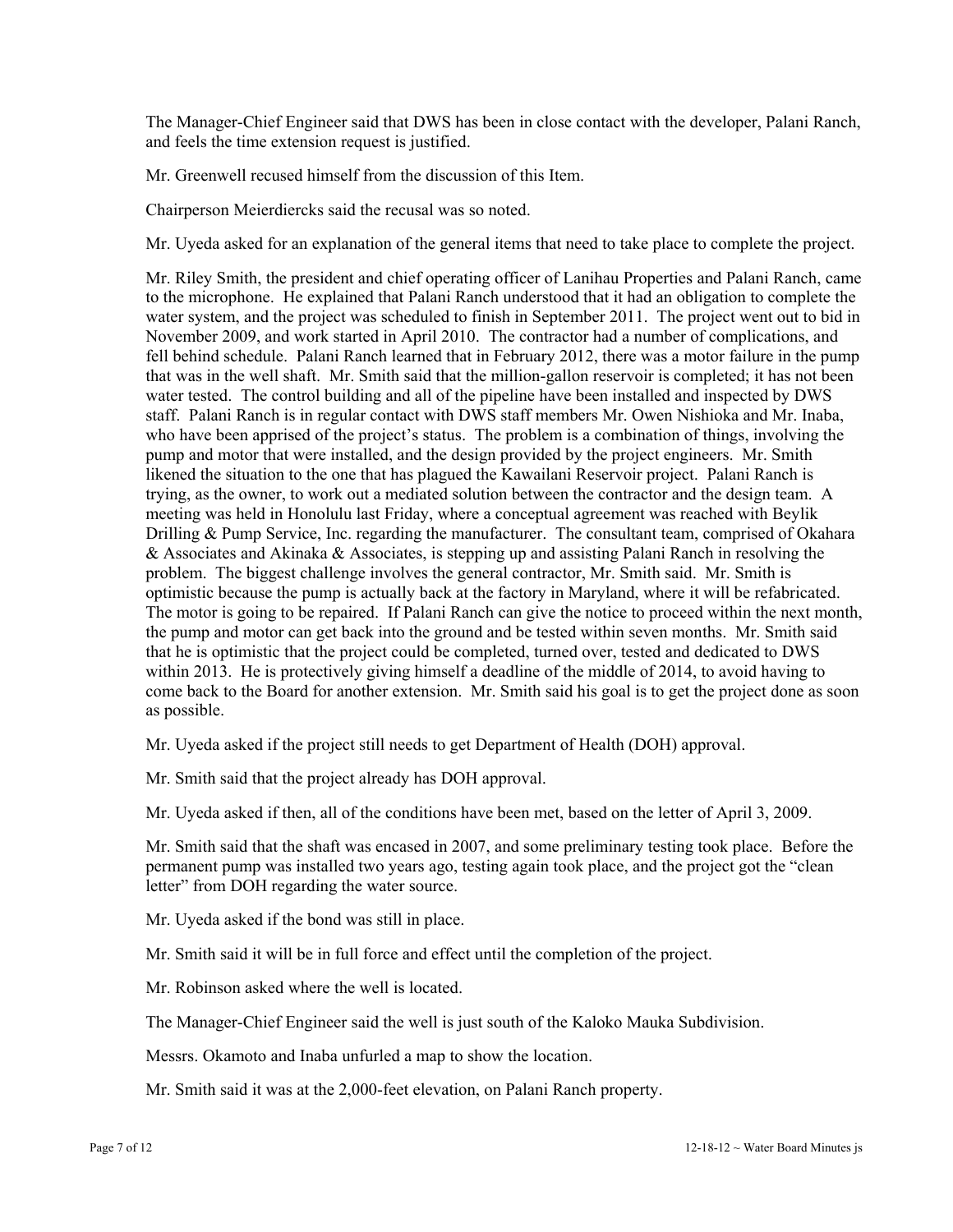The Manager-Chief Engineer said that DWS has been in close contact with the developer, Palani Ranch, and feels the time extension request is justified.

Mr. Greenwell recused himself from the discussion of this Item.

Chairperson Meierdiercks said the recusal was so noted.

Mr. Uyeda asked for an explanation of the general items that need to take place to complete the project.

Mr. Riley Smith, the president and chief operating officer of Lanihau Properties and Palani Ranch, came to the microphone. He explained that Palani Ranch understood that it had an obligation to complete the water system, and the project was scheduled to finish in September 2011. The project went out to bid in November 2009, and work started in April 2010. The contractor had a number of complications, and fell behind schedule. Palani Ranch learned that in February 2012, there was a motor failure in the pump that was in the well shaft. Mr. Smith said that the million-gallon reservoir is completed; it has not been water tested. The control building and all of the pipeline have been installed and inspected by DWS staff. Palani Ranch is in regular contact with DWS staff members Mr. Owen Nishioka and Mr. Inaba, who have been apprised of the project's status. The problem is a combination of things, involving the pump and motor that were installed, and the design provided by the project engineers. Mr. Smith likened the situation to the one that has plagued the Kawailani Reservoir project. Palani Ranch is trying, as the owner, to work out a mediated solution between the contractor and the design team. A meeting was held in Honolulu last Friday, where a conceptual agreement was reached with Beylik Drilling & Pump Service, Inc. regarding the manufacturer. The consultant team, comprised of Okahara & Associates and Akinaka & Associates, is stepping up and assisting Palani Ranch in resolving the problem. The biggest challenge involves the general contractor, Mr. Smith said. Mr. Smith is optimistic because the pump is actually back at the factory in Maryland, where it will be refabricated. The motor is going to be repaired. If Palani Ranch can give the notice to proceed within the next month, the pump and motor can get back into the ground and be tested within seven months. Mr. Smith said that he is optimistic that the project could be completed, turned over, tested and dedicated to DWS within 2013. He is protectively giving himself a deadline of the middle of 2014, to avoid having to come back to the Board for another extension. Mr. Smith said his goal is to get the project done as soon as possible.

Mr. Uyeda asked if the project still needs to get Department of Health (DOH) approval.

Mr. Smith said that the project already has DOH approval.

Mr. Uyeda asked if then, all of the conditions have been met, based on the letter of April 3, 2009.

Mr. Smith said that the shaft was encased in 2007, and some preliminary testing took place. Before the permanent pump was installed two years ago, testing again took place, and the project got the "clean letter" from DOH regarding the water source.

Mr. Uyeda asked if the bond was still in place.

Mr. Smith said it will be in full force and effect until the completion of the project.

Mr. Robinson asked where the well is located.

The Manager-Chief Engineer said the well is just south of the Kaloko Mauka Subdivision.

Messrs. Okamoto and Inaba unfurled a map to show the location.

Mr. Smith said it was at the 2,000-feet elevation, on Palani Ranch property.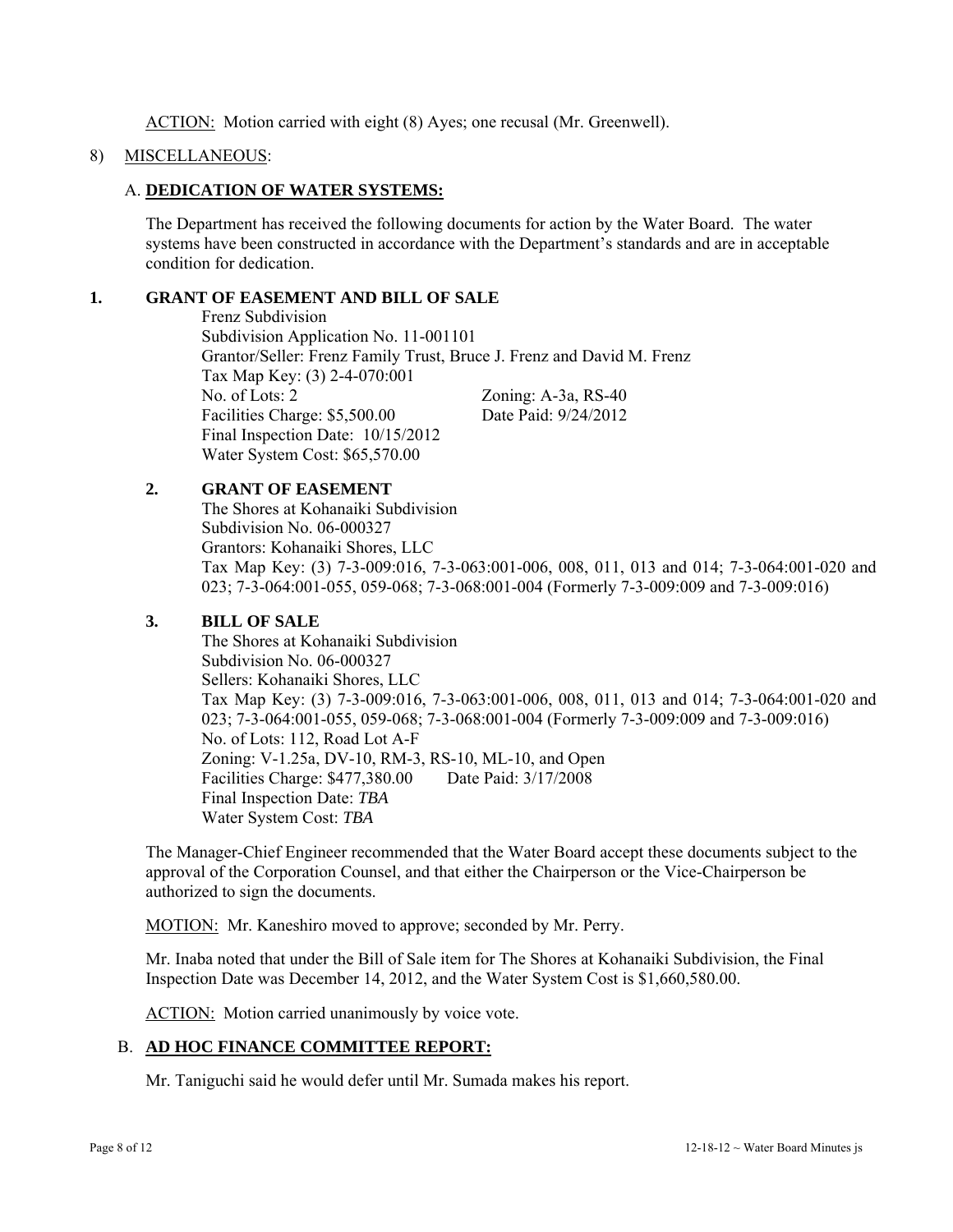ACTION: Motion carried with eight (8) Ayes; one recusal (Mr. Greenwell).

8) MISCELLANEOUS:

## A. **DEDICATION OF WATER SYSTEMS:**

The Department has received the following documents for action by the Water Board. The water systems have been constructed in accordance with the Department's standards and are in acceptable condition for dedication.

**1. GRANT OF EASEMENT AND BILL OF SALE**

Frenz Subdivision
Subdivision Application No. 11-001101
Grantor/Seller: Frenz Family Trust, Bruce J. Frenz and David M. Frenz
Tax Map Key: (3) 2-4-070:001
No. of Lots: 2 Zoning: A-3a, RS-40
Facilities Charge: $5,500.00 Date Paid: 9/24/2012
Final Inspection Date: 10/15/2012
Water System Cost: $65,570.00

**2. GRANT OF EASEMENT**

The Shores at Kohanaiki Subdivision
Subdivision No. 06-000327
Grantors: Kohanaiki Shores, LLC
Tax Map Key: (3) 7-3-009:016, 7-3-063:001-006, 008, 011, 013 and 014; 7-3-064:001-020 and 023; 7-3-064:001-055, 059-068; 7-3-068:001-004 (Formerly 7-3-009:009 and 7-3-009:016)

**3. BILL OF SALE**

The Shores at Kohanaiki Subdivision
Subdivision No. 06-000327
Sellers: Kohanaiki Shores, LLC
Tax Map Key: (3) 7-3-009:016, 7-3-063:001-006, 008, 011, 013 and 014; 7-3-064:001-020 and 023; 7-3-064:001-055, 059-068; 7-3-068:001-004 (Formerly 7-3-009:009 and 7-3-009:016)
No. of Lots: 112, Road Lot A-F
Zoning: V-1.25a, DV-10, RM-3, RS-10, ML-10, and Open
Facilities Charge: $477,380.00 Date Paid: 3/17/2008
Final Inspection Date: *TBA*
Water System Cost: *TBA*

The Manager-Chief Engineer recommended that the Water Board accept these documents subject to the approval of the Corporation Counsel, and that either the Chairperson or the Vice-Chairperson be authorized to sign the documents.

MOTION: Mr. Kaneshiro moved to approve; seconded by Mr. Perry.

Mr. Inaba noted that under the Bill of Sale item for The Shores at Kohanaiki Subdivision, the Final Inspection Date was December 14, 2012, and the Water System Cost is $1,660,580.00.

ACTION: Motion carried unanimously by voice vote.

## B. **AD HOC FINANCE COMMITTEE REPORT:**

Mr. Taniguchi said he would defer until Mr. Sumada makes his report.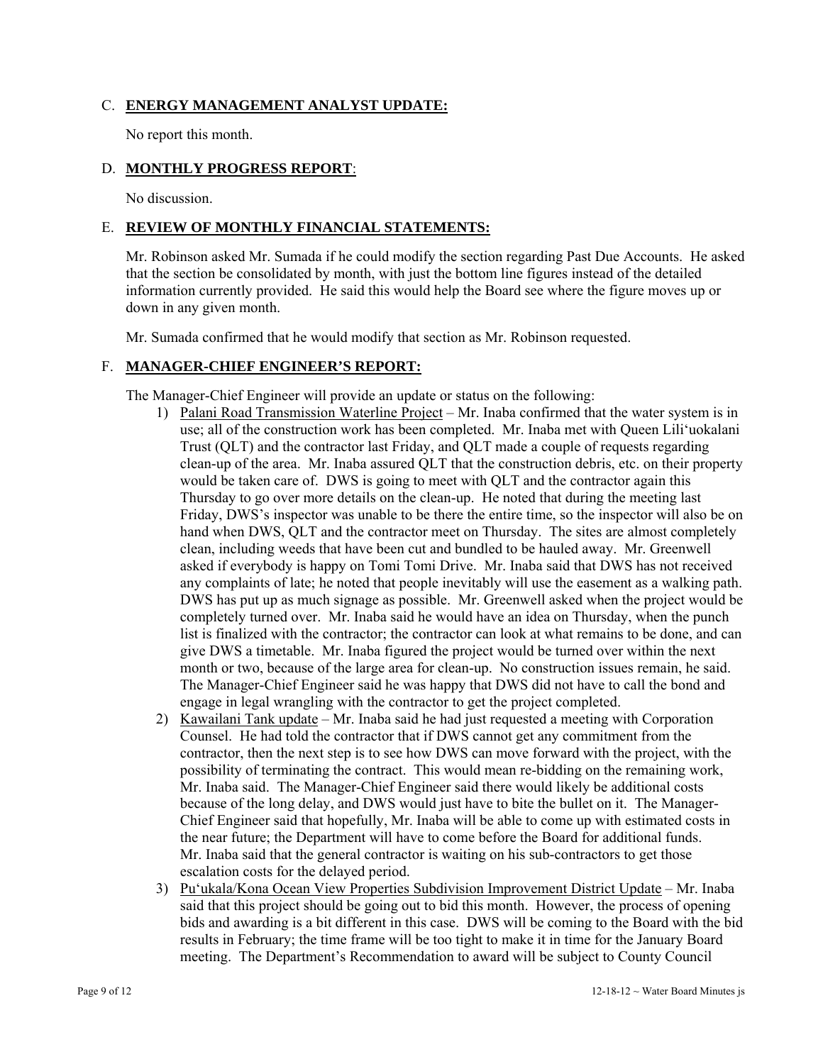## C. **ENERGY MANAGEMENT ANALYST UPDATE:**

No report this month.

## D. **MONTHLY PROGRESS REPORT**:

No discussion.

## E. **REVIEW OF MONTHLY FINANCIAL STATEMENTS:**

Mr. Robinson asked Mr. Sumada if he could modify the section regarding Past Due Accounts. He asked that the section be consolidated by month, with just the bottom line figures instead of the detailed information currently provided. He said this would help the Board see where the figure moves up or down in any given month.

Mr. Sumada confirmed that he would modify that section as Mr. Robinson requested.

## F. **MANAGER-CHIEF ENGINEER'S REPORT:**

The Manager-Chief Engineer will provide an update or status on the following:

1) Palani Road Transmission Waterline Project – Mr. Inaba confirmed that the water system is in use; all of the construction work has been completed. Mr. Inaba met with Queen Lili'uokalani Trust (QLT) and the contractor last Friday, and QLT made a couple of requests regarding clean-up of the area. Mr. Inaba assured QLT that the construction debris, etc. on their property would be taken care of. DWS is going to meet with QLT and the contractor again this Thursday to go over more details on the clean-up. He noted that during the meeting last Friday, DWS's inspector was unable to be there the entire time, so the inspector will also be on hand when DWS, QLT and the contractor meet on Thursday. The sites are almost completely clean, including weeds that have been cut and bundled to be hauled away. Mr. Greenwell asked if everybody is happy on Tomi Tomi Drive. Mr. Inaba said that DWS has not received any complaints of late; he noted that people inevitably will use the easement as a walking path. DWS has put up as much signage as possible. Mr. Greenwell asked when the project would be completely turned over. Mr. Inaba said he would have an idea on Thursday, when the punch list is finalized with the contractor; the contractor can look at what remains to be done, and can give DWS a timetable. Mr. Inaba figured the project would be turned over within the next month or two, because of the large area for clean-up. No construction issues remain, he said. The Manager-Chief Engineer said he was happy that DWS did not have to call the bond and engage in legal wrangling with the contractor to get the project completed.
2) Kawailani Tank update – Mr. Inaba said he had just requested a meeting with Corporation Counsel. He had told the contractor that if DWS cannot get any commitment from the contractor, then the next step is to see how DWS can move forward with the project, with the possibility of terminating the contract. This would mean re-bidding on the remaining work, Mr. Inaba said. The Manager-Chief Engineer said there would likely be additional costs because of the long delay, and DWS would just have to bite the bullet on it. The Manager-Chief Engineer said that hopefully, Mr. Inaba will be able to come up with estimated costs in the near future; the Department will have to come before the Board for additional funds. Mr. Inaba said that the general contractor is waiting on his sub-contractors to get those escalation costs for the delayed period.
3) Pu'ukala/Kona Ocean View Properties Subdivision Improvement District Update – Mr. Inaba said that this project should be going out to bid this month. However, the process of opening bids and awarding is a bit different in this case. DWS will be coming to the Board with the bid results in February; the time frame will be too tight to make it in time for the January Board meeting. The Department's Recommendation to award will be subject to County Council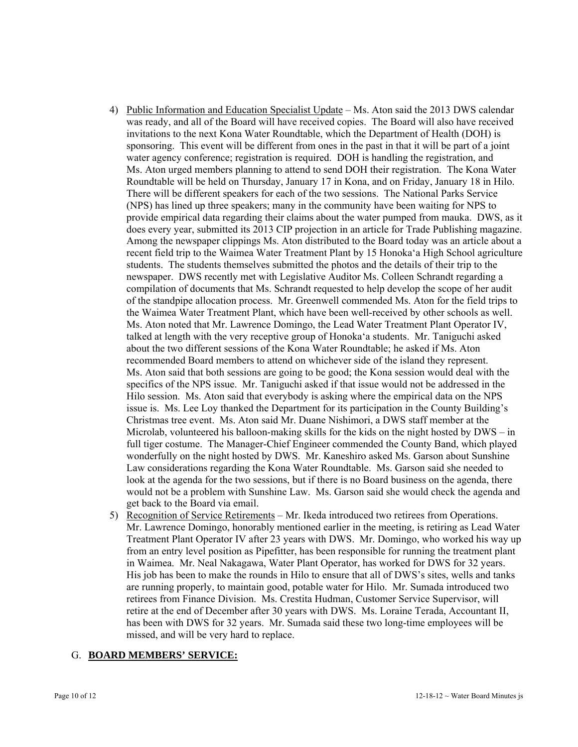4) Public Information and Education Specialist Update – Ms. Aton said the 2013 DWS calendar was ready, and all of the Board will have received copies. The Board will also have received invitations to the next Kona Water Roundtable, which the Department of Health (DOH) is sponsoring. This event will be different from ones in the past in that it will be part of a joint water agency conference; registration is required. DOH is handling the registration, and Ms. Aton urged members planning to attend to send DOH their registration. The Kona Water Roundtable will be held on Thursday, January 17 in Kona, and on Friday, January 18 in Hilo. There will be different speakers for each of the two sessions. The National Parks Service (NPS) has lined up three speakers; many in the community have been waiting for NPS to provide empirical data regarding their claims about the water pumped from mauka. DWS, as it does every year, submitted its 2013 CIP projection in an article for Trade Publishing magazine. Among the newspaper clippings Ms. Aton distributed to the Board today was an article about a recent field trip to the Waimea Water Treatment Plant by 15 Honoka'a High School agriculture students. The students themselves submitted the photos and the details of their trip to the newspaper. DWS recently met with Legislative Auditor Ms. Colleen Schrandt regarding a compilation of documents that Ms. Schrandt requested to help develop the scope of her audit of the standpipe allocation process. Mr. Greenwell commended Ms. Aton for the field trips to the Waimea Water Treatment Plant, which have been well-received by other schools as well. Ms. Aton noted that Mr. Lawrence Domingo, the Lead Water Treatment Plant Operator IV, talked at length with the very receptive group of Honoka'a students. Mr. Taniguchi asked about the two different sessions of the Kona Water Roundtable; he asked if Ms. Aton recommended Board members to attend on whichever side of the island they represent. Ms. Aton said that both sessions are going to be good; the Kona session would deal with the specifics of the NPS issue. Mr. Taniguchi asked if that issue would not be addressed in the Hilo session. Ms. Aton said that everybody is asking where the empirical data on the NPS issue is. Ms. Lee Loy thanked the Department for its participation in the County Building's Christmas tree event. Ms. Aton said Mr. Duane Nishimori, a DWS staff member at the Microlab, volunteered his balloon-making skills for the kids on the night hosted by DWS – in full tiger costume. The Manager-Chief Engineer commended the County Band, which played wonderfully on the night hosted by DWS. Mr. Kaneshiro asked Ms. Garson about Sunshine Law considerations regarding the Kona Water Roundtable. Ms. Garson said she needed to look at the agenda for the two sessions, but if there is no Board business on the agenda, there would not be a problem with Sunshine Law. Ms. Garson said she would check the agenda and get back to the Board via email.

5) Recognition of Service Retirements – Mr. Ikeda introduced two retirees from Operations. Mr. Lawrence Domingo, honorably mentioned earlier in the meeting, is retiring as Lead Water Treatment Plant Operator IV after 23 years with DWS. Mr. Domingo, who worked his way up from an entry level position as Pipefitter, has been responsible for running the treatment plant in Waimea. Mr. Neal Nakagawa, Water Plant Operator, has worked for DWS for 32 years. His job has been to make the rounds in Hilo to ensure that all of DWS's sites, wells and tanks are running properly, to maintain good, potable water for Hilo. Mr. Sumada introduced two retirees from Finance Division. Ms. Crestita Hudman, Customer Service Supervisor, will retire at the end of December after 30 years with DWS. Ms. Loraine Terada, Accountant II, has been with DWS for 32 years. Mr. Sumada said these two long-time employees will be missed, and will be very hard to replace.

## G. **BOARD MEMBERS' SERVICE:**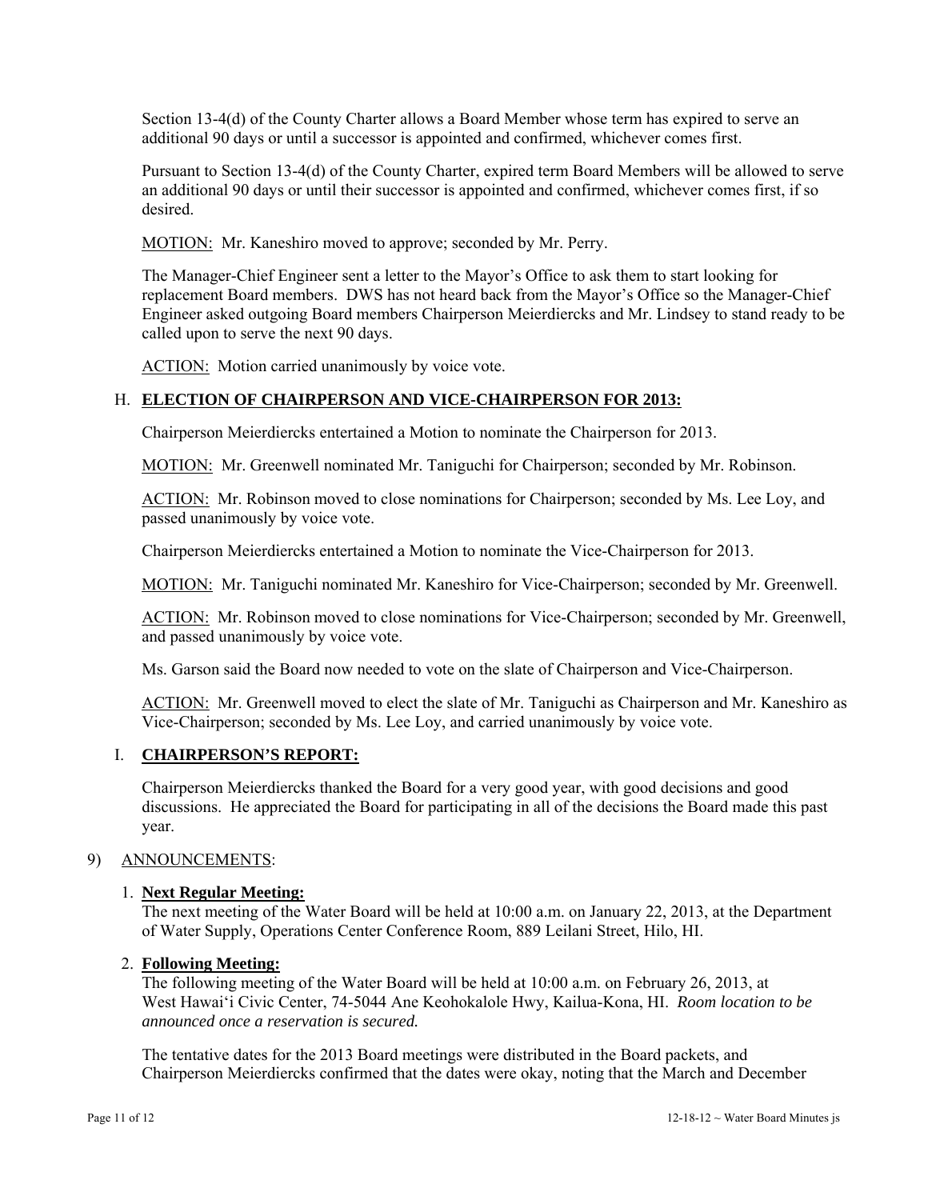Section 13-4(d) of the County Charter allows a Board Member whose term has expired to serve an additional 90 days or until a successor is appointed and confirmed, whichever comes first.

Pursuant to Section 13-4(d) of the County Charter, expired term Board Members will be allowed to serve an additional 90 days or until their successor is appointed and confirmed, whichever comes first, if so desired.

MOTION: Mr. Kaneshiro moved to approve; seconded by Mr. Perry.

The Manager-Chief Engineer sent a letter to the Mayor's Office to ask them to start looking for replacement Board members. DWS has not heard back from the Mayor's Office so the Manager-Chief Engineer asked outgoing Board members Chairperson Meierdiercks and Mr. Lindsey to stand ready to be called upon to serve the next 90 days.

ACTION: Motion carried unanimously by voice vote.

### H. **ELECTION OF CHAIRPERSON AND VICE-CHAIRPERSON FOR 2013:**

Chairperson Meierdiercks entertained a Motion to nominate the Chairperson for 2013.

MOTION: Mr. Greenwell nominated Mr. Taniguchi for Chairperson; seconded by Mr. Robinson.

ACTION: Mr. Robinson moved to close nominations for Chairperson; seconded by Ms. Lee Loy, and passed unanimously by voice vote.

Chairperson Meierdiercks entertained a Motion to nominate the Vice-Chairperson for 2013.

MOTION: Mr. Taniguchi nominated Mr. Kaneshiro for Vice-Chairperson; seconded by Mr. Greenwell.

ACTION: Mr. Robinson moved to close nominations for Vice-Chairperson; seconded by Mr. Greenwell, and passed unanimously by voice vote.

Ms. Garson said the Board now needed to vote on the slate of Chairperson and Vice-Chairperson.

ACTION: Mr. Greenwell moved to elect the slate of Mr. Taniguchi as Chairperson and Mr. Kaneshiro as Vice-Chairperson; seconded by Ms. Lee Loy, and carried unanimously by voice vote.

### I. **CHAIRPERSON'S REPORT:**

Chairperson Meierdiercks thanked the Board for a very good year, with good decisions and good discussions. He appreciated the Board for participating in all of the decisions the Board made this past year.

## 9) ANNOUNCEMENTS:

1. **Next Regular Meeting:**
   The next meeting of the Water Board will be held at 10:00 a.m. on January 22, 2013, at the Department of Water Supply, Operations Center Conference Room, 889 Leilani Street, Hilo, HI.

2. **Following Meeting:**
   The following meeting of the Water Board will be held at 10:00 a.m. on February 26, 2013, at West Hawai'i Civic Center, 74-5044 Ane Keohokalole Hwy, Kailua-Kona, HI. *Room location to be announced once a reservation is secured.*

   The tentative dates for the 2013 Board meetings were distributed in the Board packets, and Chairperson Meierdiercks confirmed that the dates were okay, noting that the March and December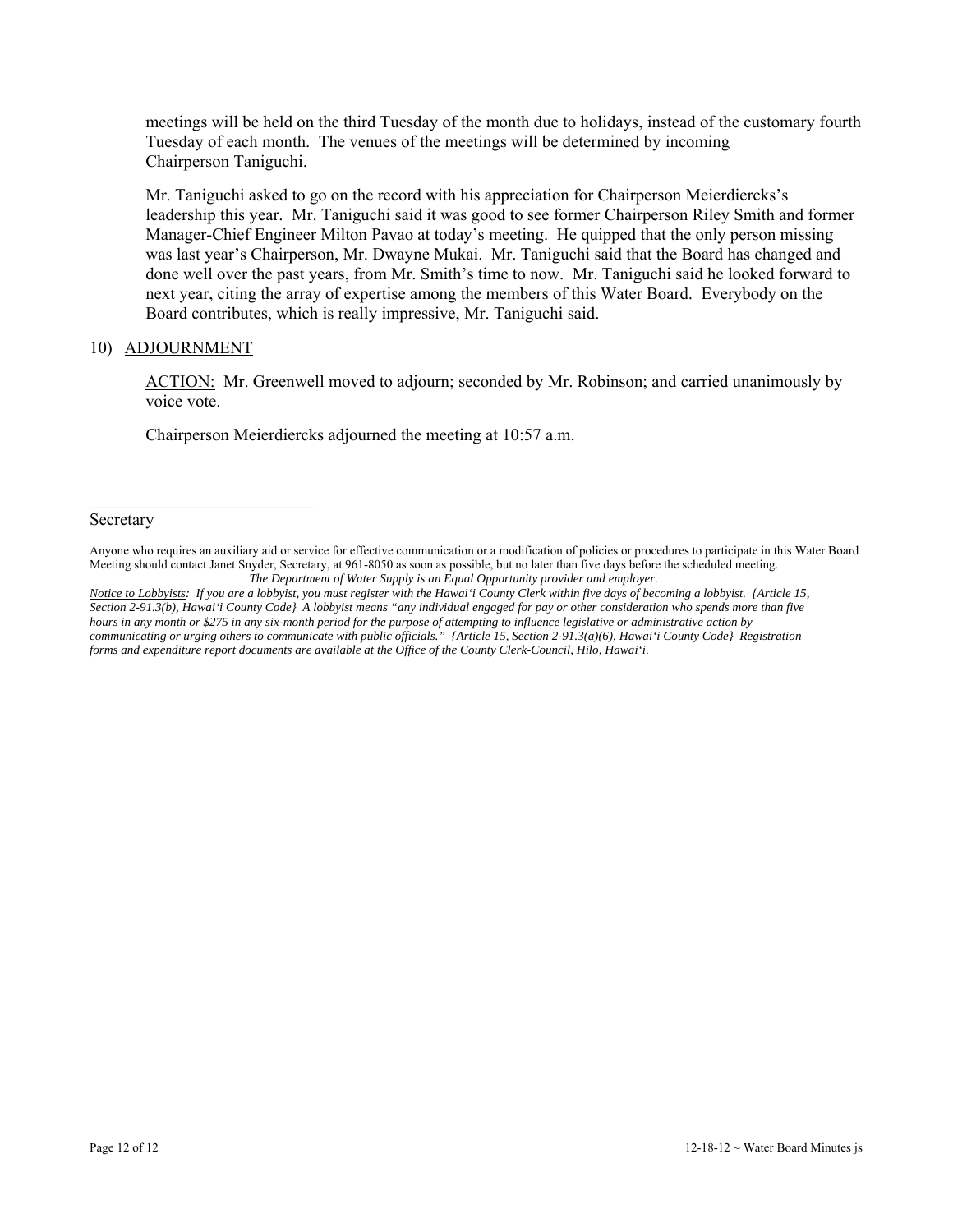meetings will be held on the third Tuesday of the month due to holidays, instead of the customary fourth Tuesday of each month. The venues of the meetings will be determined by incoming Chairperson Taniguchi.

Mr. Taniguchi asked to go on the record with his appreciation for Chairperson Meierdiercks's leadership this year. Mr. Taniguchi said it was good to see former Chairperson Riley Smith and former Manager-Chief Engineer Milton Pavao at today's meeting. He quipped that the only person missing was last year's Chairperson, Mr. Dwayne Mukai. Mr. Taniguchi said that the Board has changed and done well over the past years, from Mr. Smith's time to now. Mr. Taniguchi said he looked forward to next year, citing the array of expertise among the members of this Water Board. Everybody on the Board contributes, which is really impressive, Mr. Taniguchi said.

10) ADJOURNMENT

ACTION: Mr. Greenwell moved to adjourn; seconded by Mr. Robinson; and carried unanimously by voice vote.

Chairperson Meierdiercks adjourned the meeting at 10:57 a.m.

\_\_\_\_\_\_\_\_\_\_\_\_\_\_\_\_\_\_\_\_\_\_\_\_\_\_\_

Secretary

Anyone who requires an auxiliary aid or service for effective communication or a modification of policies or procedures to participate in this Water Board Meeting should contact Janet Snyder, Secretary, at 961-8050 as soon as possible, but no later than five days before the scheduled meeting.

*The Department of Water Supply is an Equal Opportunity provider and employer.*

*Notice to Lobbyists: If you are a lobbyist, you must register with the Hawai'i County Clerk within five days of becoming a lobbyist. {Article 15, Section 2-91.3(b), Hawai'i County Code} A lobbyist means "any individual engaged for pay or other consideration who spends more than five hours in any month or $275 in any six-month period for the purpose of attempting to influence legislative or administrative action by communicating or urging others to communicate with public officials." {Article 15, Section 2-91.3(a)(6), Hawai'i County Code} Registration forms and expenditure report documents are available at the Office of the County Clerk-Council, Hilo, Hawai'i.*